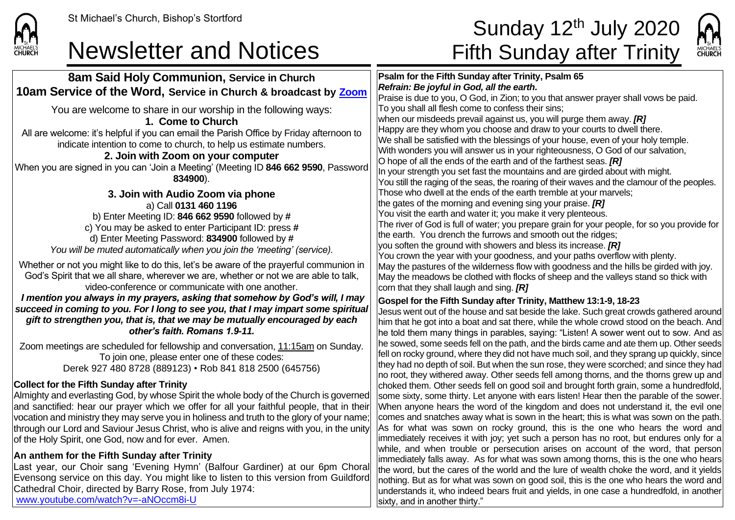St Michael's Church, Bishop's Stortford

# Newsletter and Notices

# Sunday 12th July 2020 Fifth Sunday after Trinity

## 8am Said Holy Communion, Service in Church
## 10am Service of the Word, Service in Church & broadcast by Zoom

You are welcome to share in our worship in the following ways:

**1. Come to Church**

All are welcome: it's helpful if you can email the Parish Office by Friday afternoon to indicate intention to come to church, to help us estimate numbers.

**2. Join with Zoom on your computer**

When you are signed in you can 'Join a Meeting' (Meeting ID **846 662 9590**, Password **834900**).

**3. Join with Audio Zoom via phone**

a) Call **0131 460 1196**

b) Enter Meeting ID: **846 662 9590** followed by **#**

c) You may be asked to enter Participant ID: press **#**

d) Enter Meeting Password: **834900** followed by **#**

*You will be muted automatically when you join the 'meeting' (service).*

Whether or not you might like to do this, let's be aware of the prayerful communion in God's Spirit that we all share, wherever we are, whether or not we are able to talk, video-conference or communicate with one another.

***I mention you always in my prayers, asking that somehow by God's will, I may succeed in coming to you. For I long to see you, that I may impart some spiritual gift to strengthen you, that is, that we may be mutually encouraged by each other's faith. Romans 1.9-11.***

Zoom meetings are scheduled for fellowship and conversation, 11:15am on Sunday. To join one, please enter one of these codes:
Derek 927 480 8728 (889123) • Rob 841 818 2500 (645756)

**Collect for the Fifth Sunday after Trinity**

Almighty and everlasting God, by whose Spirit the whole body of the Church is governed and sanctified: hear our prayer which we offer for all your faithful people, that in their vocation and ministry they may serve you in holiness and truth to the glory of your name; through our Lord and Saviour Jesus Christ, who is alive and reigns with you, in the unity of the Holy Spirit, one God, now and for ever. Amen.

**An anthem for the Fifth Sunday after Trinity**

Last year, our Choir sang 'Evening Hymn' (Balfour Gardiner) at our 6pm Choral Evensong service on this day. You might like to listen to this version from Guildford Cathedral Choir, directed by Barry Rose, from July 1974:
www.youtube.com/watch?v=-aNOccm8i-U

**Psalm for the Fifth Sunday after Trinity, Psalm 65**

***Refrain: Be joyful in God, all the earth.***

Praise is due to you, O God, in Zion; to you that answer prayer shall vows be paid.
To you shall all flesh come to confess their sins;
when our misdeeds prevail against us, you will purge them away. ***[R]***
Happy are they whom you choose and draw to your courts to dwell there.
We shall be satisfied with the blessings of your house, even of your holy temple.
With wonders you will answer us in your righteousness, O God of our salvation,
O hope of all the ends of the earth and of the farthest seas. ***[R]***
In your strength you set fast the mountains and are girded about with might.
You still the raging of the seas, the roaring of their waves and the clamour of the peoples.
Those who dwell at the ends of the earth tremble at your marvels;
the gates of the morning and evening sing your praise. ***[R]***
You visit the earth and water it; you make it very plenteous.
The river of God is full of water; you prepare grain for your people, for so you provide for the earth. You drench the furrows and smooth out the ridges;
you soften the ground with showers and bless its increase. ***[R]***
You crown the year with your goodness, and your paths overflow with plenty.
May the pastures of the wilderness flow with goodness and the hills be girded with joy.
May the meadows be clothed with flocks of sheep and the valleys stand so thick with corn that they shall laugh and sing. ***[R]***

**Gospel for the Fifth Sunday after Trinity, Matthew 13:1-9, 18-23**

Jesus went out of the house and sat beside the lake. Such great crowds gathered around him that he got into a boat and sat there, while the whole crowd stood on the beach. And he told them many things in parables, saying: "Listen! A sower went out to sow. And as he sowed, some seeds fell on the path, and the birds came and ate them up. Other seeds fell on rocky ground, where they did not have much soil, and they sprang up quickly, since they had no depth of soil. But when the sun rose, they were scorched; and since they had no root, they withered away. Other seeds fell among thorns, and the thorns grew up and choked them. Other seeds fell on good soil and brought forth grain, some a hundredfold, some sixty, some thirty. Let anyone with ears listen! Hear then the parable of the sower. When anyone hears the word of the kingdom and does not understand it, the evil one comes and snatches away what is sown in the heart; this is what was sown on the path. As for what was sown on rocky ground, this is the one who hears the word and immediately receives it with joy; yet such a person has no root, but endures only for a while, and when trouble or persecution arises on account of the word, that person immediately falls away. As for what was sown among thorns, this is the one who hears the word, but the cares of the world and the lure of wealth choke the word, and it yields nothing. But as for what was sown on good soil, this is the one who hears the word and understands it, who indeed bears fruit and yields, in one case a hundredfold, in another sixty, and in another thirty."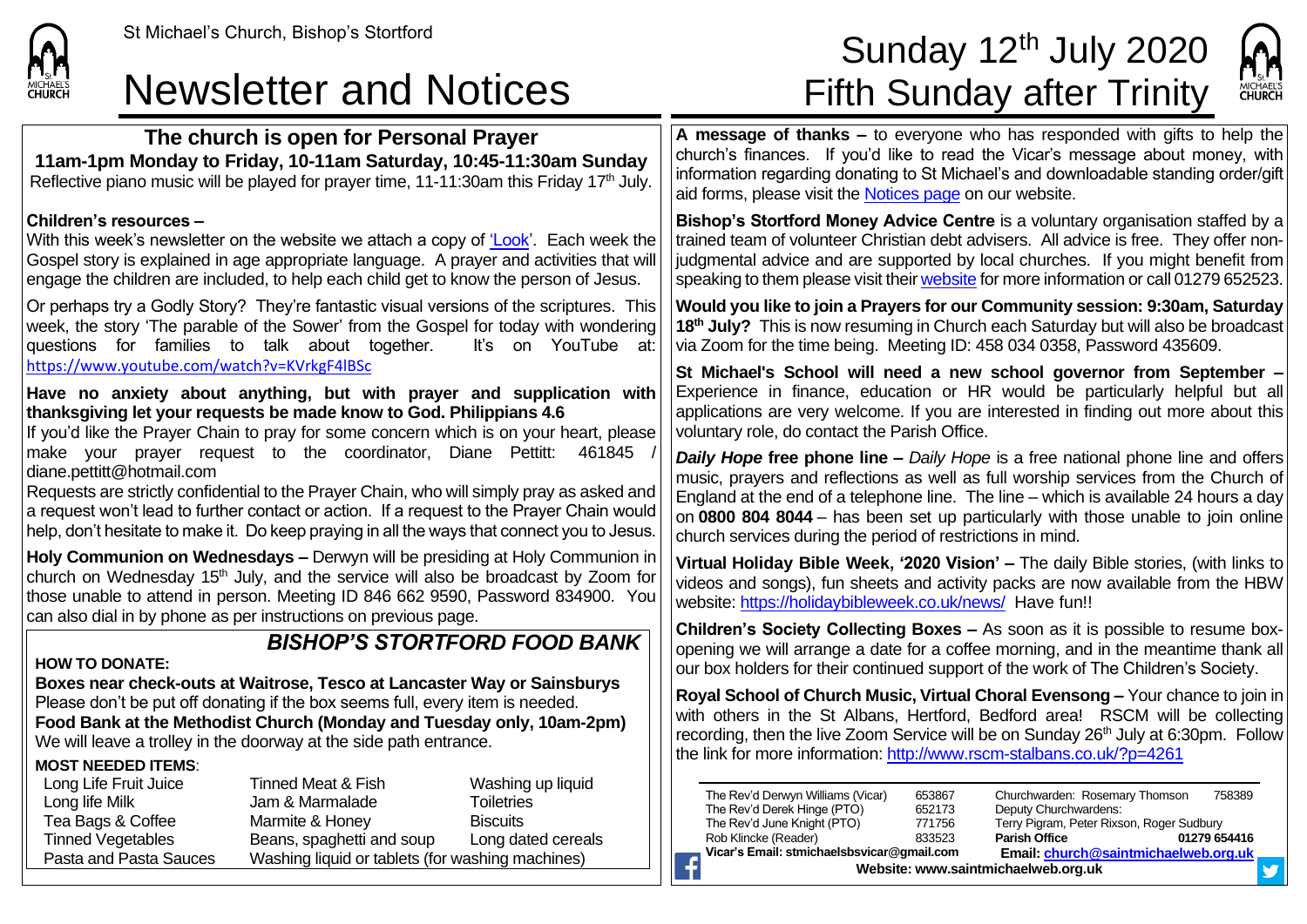St Michael's Church, Bishop's Stortford

# Newsletter and Notices

# Sunday 12th July 2020 Fifth Sunday after Trinity

## The church is open for Personal Prayer

**11am-1pm Monday to Friday, 10-11am Saturday, 10:45-11:30am Sunday**

Reflective piano music will be played for prayer time, 11-11:30am this Friday 17th July.

**Children's resources –**

With this week's newsletter on the website we attach a copy of 'Look'. Each week the Gospel story is explained in age appropriate language. A prayer and activities that will engage the children are included, to help each child get to know the person of Jesus.

Or perhaps try a Godly Story? They're fantastic visual versions of the scriptures. This week, the story 'The parable of the Sower' from the Gospel for today with wondering questions for families to talk about together. It's on YouTube at: https://www.youtube.com/watch?v=KVrkgF4lBSc

**Have no anxiety about anything, but with prayer and supplication with thanksgiving let your requests be made know to God. Philippians 4.6**

If you'd like the Prayer Chain to pray for some concern which is on your heart, please make your prayer request to the coordinator, Diane Pettitt: 461845 / diane.pettitt@hotmail.com

Requests are strictly confidential to the Prayer Chain, who will simply pray as asked and a request won't lead to further contact or action. If a request to the Prayer Chain would help, don't hesitate to make it. Do keep praying in all the ways that connect you to Jesus.

**Holy Communion on Wednesdays –** Derwyn will be presiding at Holy Communion in church on Wednesday 15th July, and the service will also be broadcast by Zoom for those unable to attend in person. Meeting ID 846 662 9590, Password 834900. You can also dial in by phone as per instructions on previous page.

## *BISHOP'S STORTFORD FOOD BANK*

**HOW TO DONATE:**

**Boxes near check-outs at Waitrose, Tesco at Lancaster Way or Sainsburys**

Please don't be put off donating if the box seems full, every item is needed.

**Food Bank at the Methodist Church (Monday and Tuesday only, 10am-2pm)**

We will leave a trolley in the doorway at the side path entrance.

**MOST NEEDED ITEMS**:

| | | |
|---|---|---|
| Long Life Fruit Juice | Tinned Meat & Fish | Washing up liquid |
| Long life Milk | Jam & Marmalade | Toiletries |
| Tea Bags & Coffee | Marmite & Honey | Biscuits |
| Tinned Vegetables | Beans, spaghetti and soup | Long dated cereals |
| Pasta and Pasta Sauces | Washing liquid or tablets (for washing machines) | |

**A message of thanks –** to everyone who has responded with gifts to help the church's finances. If you'd like to read the Vicar's message about money, with information regarding donating to St Michael's and downloadable standing order/gift aid forms, please visit the Notices page on our website.

**Bishop's Stortford Money Advice Centre** is a voluntary organisation staffed by a trained team of volunteer Christian debt advisers. All advice is free. They offer non-judgmental advice and are supported by local churches. If you might benefit from speaking to them please visit their website for more information or call 01279 652523.

**Would you like to join a Prayers for our Community session: 9:30am, Saturday 18th July?** This is now resuming in Church each Saturday but will also be broadcast via Zoom for the time being. Meeting ID: 458 034 0358, Password 435609.

**St Michael's School will need a new school governor from September –** Experience in finance, education or HR would be particularly helpful but all applications are very welcome. If you are interested in finding out more about this voluntary role, do contact the Parish Office.

***Daily Hope* free phone line –** *Daily Hope* is a free national phone line and offers music, prayers and reflections as well as full worship services from the Church of England at the end of a telephone line. The line – which is available 24 hours a day on **0800 804 8044** – has been set up particularly with those unable to join online church services during the period of restrictions in mind.

**Virtual Holiday Bible Week, '2020 Vision' –** The daily Bible stories, (with links to videos and songs), fun sheets and activity packs are now available from the HBW website: https://holidaybibleweek.co.uk/news/ Have fun!!

**Children's Society Collecting Boxes –** As soon as it is possible to resume box-opening we will arrange a date for a coffee morning, and in the meantime thank all our box holders for their continued support of the work of The Children's Society.

**Royal School of Church Music, Virtual Choral Evensong –** Your chance to join in with others in the St Albans, Hertford, Bedford area! RSCM will be collecting recording, then the live Zoom Service will be on Sunday 26th July at 6:30pm. Follow the link for more information: http://www.rscm-stalbans.co.uk/?p=4261

| | | | |
|---|---|---|---|
| The Rev'd Derwyn Williams (Vicar) | 653867 | Churchwarden: Rosemary Thomson | 758389 |
| The Rev'd Derek Hinge (PTO) | 652173 | Deputy Churchwardens: | |
| The Rev'd June Knight (PTO) | 771756 | Terry Pigram, Peter Rixson, Roger Sudbury | |
| Rob Klincke (Reader) | 833523 | **Parish Office** | **01279 654416** |
| **Vicar's Email: stmichaelsbsvicar@gmail.com** | | **Email: church@saintmichaelweb.org.uk** | |

**Website: www.saintmichaelweb.org.uk**